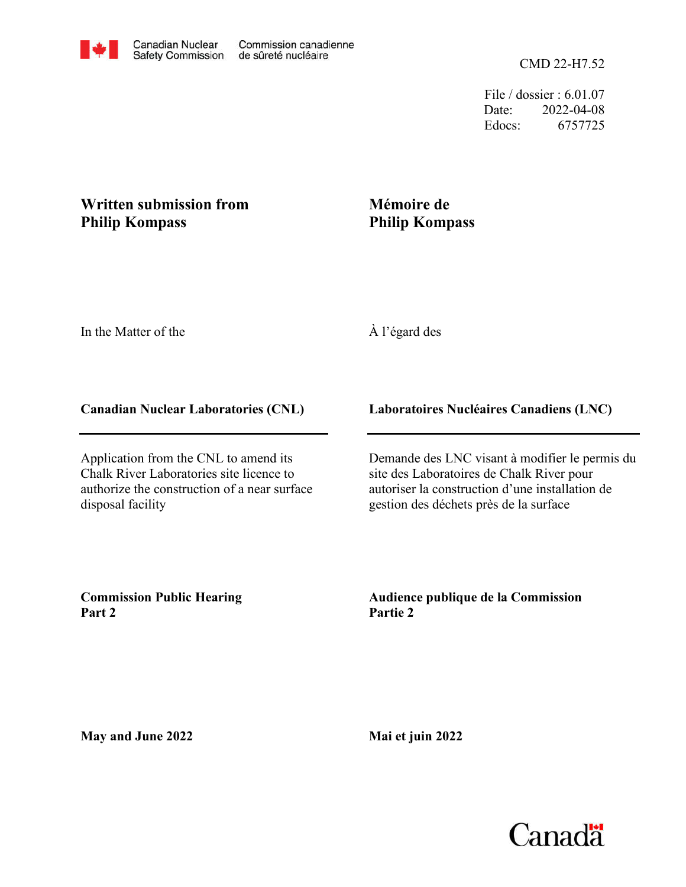Canadian Nuclear Safety Commission / Commission canadienne de sûreté nucléaire

CMD 22-H7.52

File / dossier : 6.01.07
Date: 2022-04-08
Edocs: 6757725

**Written submission from Philip Kompass**

**Mémoire de Philip Kompass**

In the Matter of the

À l'égard des

**Canadian Nuclear Laboratories (CNL)**

**Laboratoires Nucléaires Canadiens (LNC)**

Application from the CNL to amend its Chalk River Laboratories site licence to authorize the construction of a near surface disposal facility

Demande des LNC visant à modifier le permis du site des Laboratoires de Chalk River pour autoriser la construction d'une installation de gestion des déchets près de la surface

**Commission Public Hearing Part 2**

**Audience publique de la Commission Partie 2**

**May and June 2022**

**Mai et juin 2022**

Canada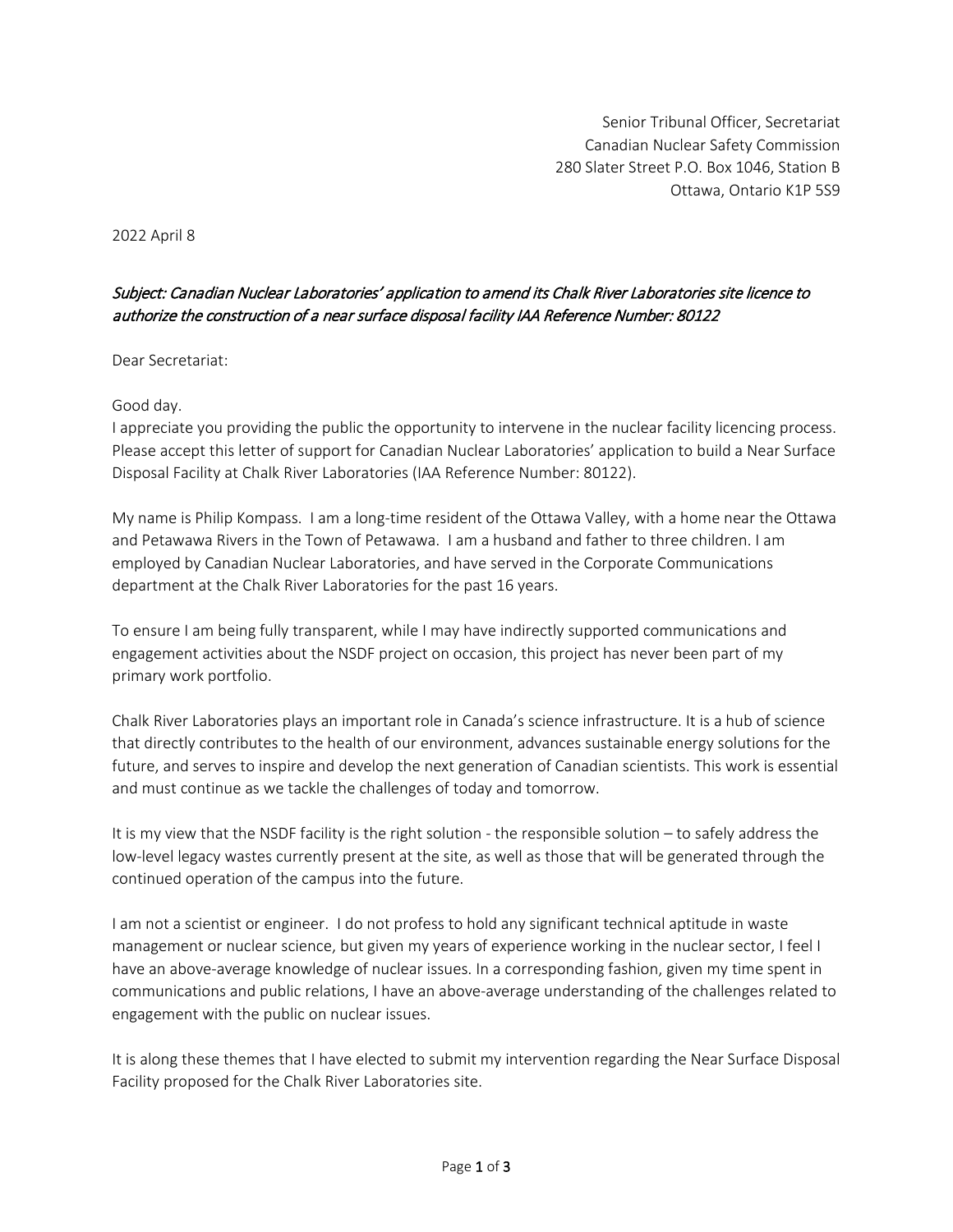Senior Tribunal Officer, Secretariat
Canadian Nuclear Safety Commission
280 Slater Street P.O. Box 1046, Station B
Ottawa, Ontario K1P 5S9

2022 April 8

*Subject: Canadian Nuclear Laboratories' application to amend its Chalk River Laboratories site licence to authorize the construction of a near surface disposal facility IAA Reference Number: 80122*

Dear Secretariat:

Good day.
I appreciate you providing the public the opportunity to intervene in the nuclear facility licencing process. Please accept this letter of support for Canadian Nuclear Laboratories' application to build a Near Surface Disposal Facility at Chalk River Laboratories (IAA Reference Number: 80122).

My name is Philip Kompass. I am a long-time resident of the Ottawa Valley, with a home near the Ottawa and Petawawa Rivers in the Town of Petawawa. I am a husband and father to three children. I am employed by Canadian Nuclear Laboratories, and have served in the Corporate Communications department at the Chalk River Laboratories for the past 16 years.

To ensure I am being fully transparent, while I may have indirectly supported communications and engagement activities about the NSDF project on occasion, this project has never been part of my primary work portfolio.

Chalk River Laboratories plays an important role in Canada's science infrastructure. It is a hub of science that directly contributes to the health of our environment, advances sustainable energy solutions for the future, and serves to inspire and develop the next generation of Canadian scientists. This work is essential and must continue as we tackle the challenges of today and tomorrow.

It is my view that the NSDF facility is the right solution - the responsible solution – to safely address the low-level legacy wastes currently present at the site, as well as those that will be generated through the continued operation of the campus into the future.

I am not a scientist or engineer. I do not profess to hold any significant technical aptitude in waste management or nuclear science, but given my years of experience working in the nuclear sector, I feel I have an above-average knowledge of nuclear issues. In a corresponding fashion, given my time spent in communications and public relations, I have an above-average understanding of the challenges related to engagement with the public on nuclear issues.

It is along these themes that I have elected to submit my intervention regarding the Near Surface Disposal Facility proposed for the Chalk River Laboratories site.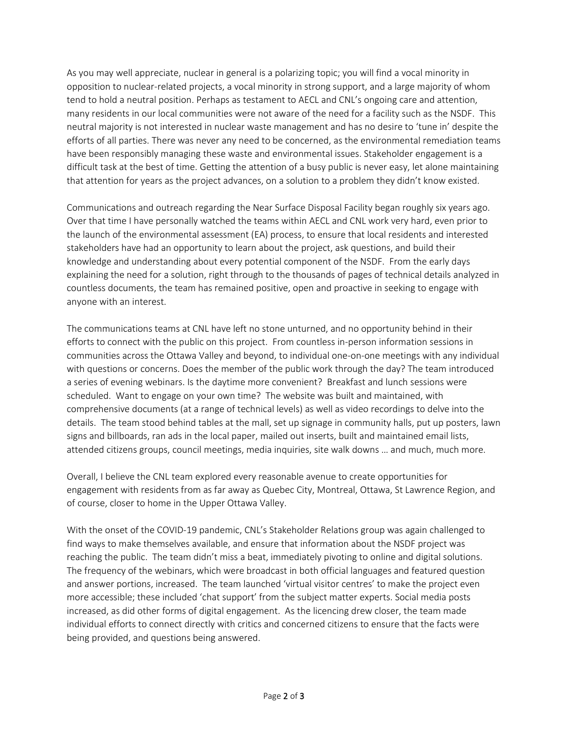As you may well appreciate, nuclear in general is a polarizing topic; you will find a vocal minority in opposition to nuclear-related projects, a vocal minority in strong support, and a large majority of whom tend to hold a neutral position. Perhaps as testament to AECL and CNL's ongoing care and attention, many residents in our local communities were not aware of the need for a facility such as the NSDF. This neutral majority is not interested in nuclear waste management and has no desire to 'tune in' despite the efforts of all parties. There was never any need to be concerned, as the environmental remediation teams have been responsibly managing these waste and environmental issues. Stakeholder engagement is a difficult task at the best of time. Getting the attention of a busy public is never easy, let alone maintaining that attention for years as the project advances, on a solution to a problem they didn't know existed.

Communications and outreach regarding the Near Surface Disposal Facility began roughly six years ago. Over that time I have personally watched the teams within AECL and CNL work very hard, even prior to the launch of the environmental assessment (EA) process, to ensure that local residents and interested stakeholders have had an opportunity to learn about the project, ask questions, and build their knowledge and understanding about every potential component of the NSDF. From the early days explaining the need for a solution, right through to the thousands of pages of technical details analyzed in countless documents, the team has remained positive, open and proactive in seeking to engage with anyone with an interest.

The communications teams at CNL have left no stone unturned, and no opportunity behind in their efforts to connect with the public on this project. From countless in-person information sessions in communities across the Ottawa Valley and beyond, to individual one-on-one meetings with any individual with questions or concerns. Does the member of the public work through the day? The team introduced a series of evening webinars. Is the daytime more convenient? Breakfast and lunch sessions were scheduled. Want to engage on your own time? The website was built and maintained, with comprehensive documents (at a range of technical levels) as well as video recordings to delve into the details. The team stood behind tables at the mall, set up signage in community halls, put up posters, lawn signs and billboards, ran ads in the local paper, mailed out inserts, built and maintained email lists, attended citizens groups, council meetings, media inquiries, site walk downs … and much, much more.

Overall, I believe the CNL team explored every reasonable avenue to create opportunities for engagement with residents from as far away as Quebec City, Montreal, Ottawa, St Lawrence Region, and of course, closer to home in the Upper Ottawa Valley.

With the onset of the COVID-19 pandemic, CNL's Stakeholder Relations group was again challenged to find ways to make themselves available, and ensure that information about the NSDF project was reaching the public. The team didn't miss a beat, immediately pivoting to online and digital solutions. The frequency of the webinars, which were broadcast in both official languages and featured question and answer portions, increased. The team launched 'virtual visitor centres' to make the project even more accessible; these included 'chat support' from the subject matter experts. Social media posts increased, as did other forms of digital engagement. As the licencing drew closer, the team made individual efforts to connect directly with critics and concerned citizens to ensure that the facts were being provided, and questions being answered.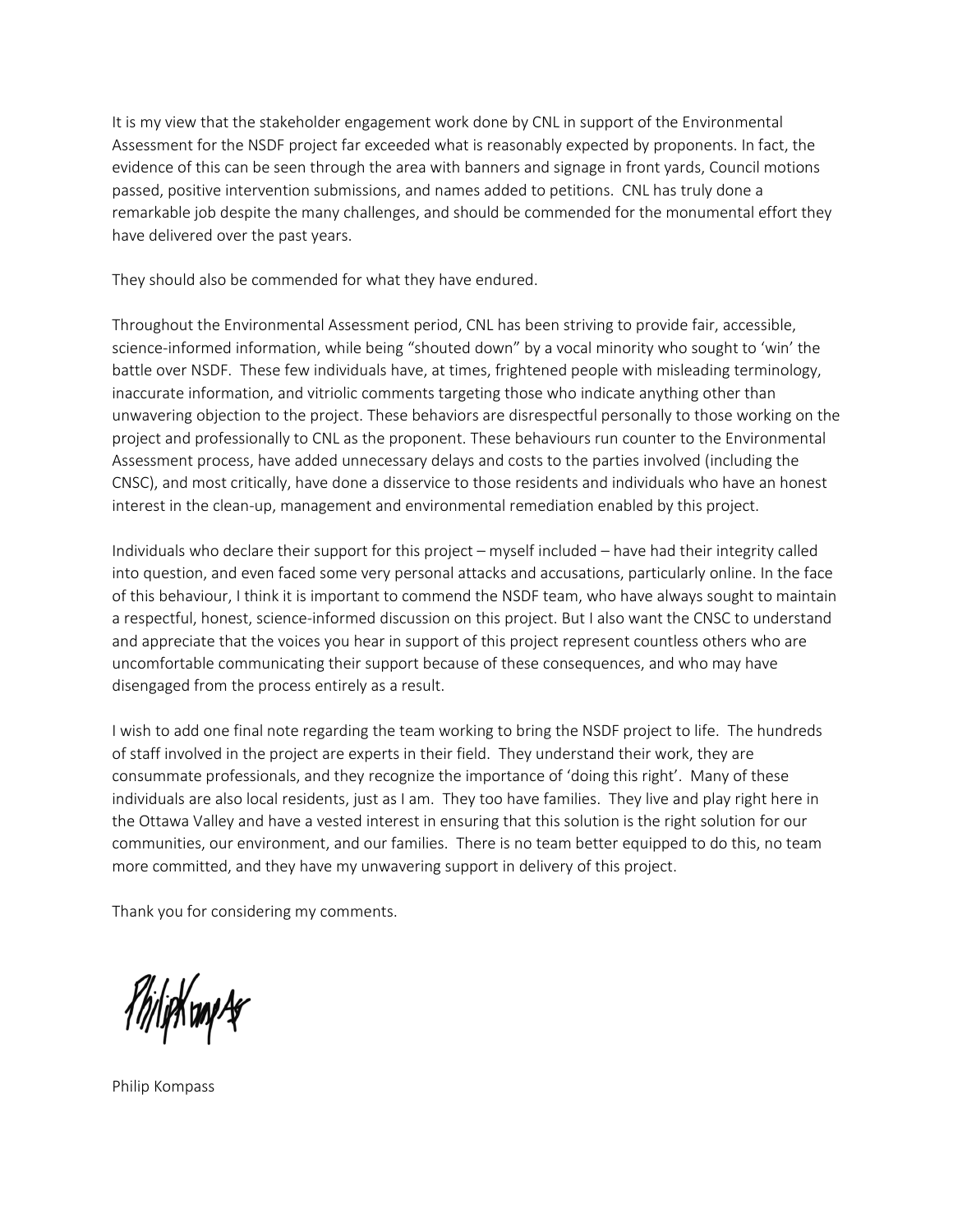It is my view that the stakeholder engagement work done by CNL in support of the Environmental Assessment for the NSDF project far exceeded what is reasonably expected by proponents. In fact, the evidence of this can be seen through the area with banners and signage in front yards, Council motions passed, positive intervention submissions, and names added to petitions. CNL has truly done a remarkable job despite the many challenges, and should be commended for the monumental effort they have delivered over the past years.

They should also be commended for what they have endured.

Throughout the Environmental Assessment period, CNL has been striving to provide fair, accessible, science-informed information, while being "shouted down" by a vocal minority who sought to 'win' the battle over NSDF. These few individuals have, at times, frightened people with misleading terminology, inaccurate information, and vitriolic comments targeting those who indicate anything other than unwavering objection to the project. These behaviors are disrespectful personally to those working on the project and professionally to CNL as the proponent. These behaviours run counter to the Environmental Assessment process, have added unnecessary delays and costs to the parties involved (including the CNSC), and most critically, have done a disservice to those residents and individuals who have an honest interest in the clean-up, management and environmental remediation enabled by this project.

Individuals who declare their support for this project – myself included – have had their integrity called into question, and even faced some very personal attacks and accusations, particularly online. In the face of this behaviour, I think it is important to commend the NSDF team, who have always sought to maintain a respectful, honest, science-informed discussion on this project. But I also want the CNSC to understand and appreciate that the voices you hear in support of this project represent countless others who are uncomfortable communicating their support because of these consequences, and who may have disengaged from the process entirely as a result.

I wish to add one final note regarding the team working to bring the NSDF project to life. The hundreds of staff involved in the project are experts in their field. They understand their work, they are consummate professionals, and they recognize the importance of 'doing this right'. Many of these individuals are also local residents, just as I am. They too have families. They live and play right here in the Ottawa Valley and have a vested interest in ensuring that this solution is the right solution for our communities, our environment, and our families. There is no team better equipped to do this, no team more committed, and they have my unwavering support in delivery of this project.

Thank you for considering my comments.

Philip Kompass